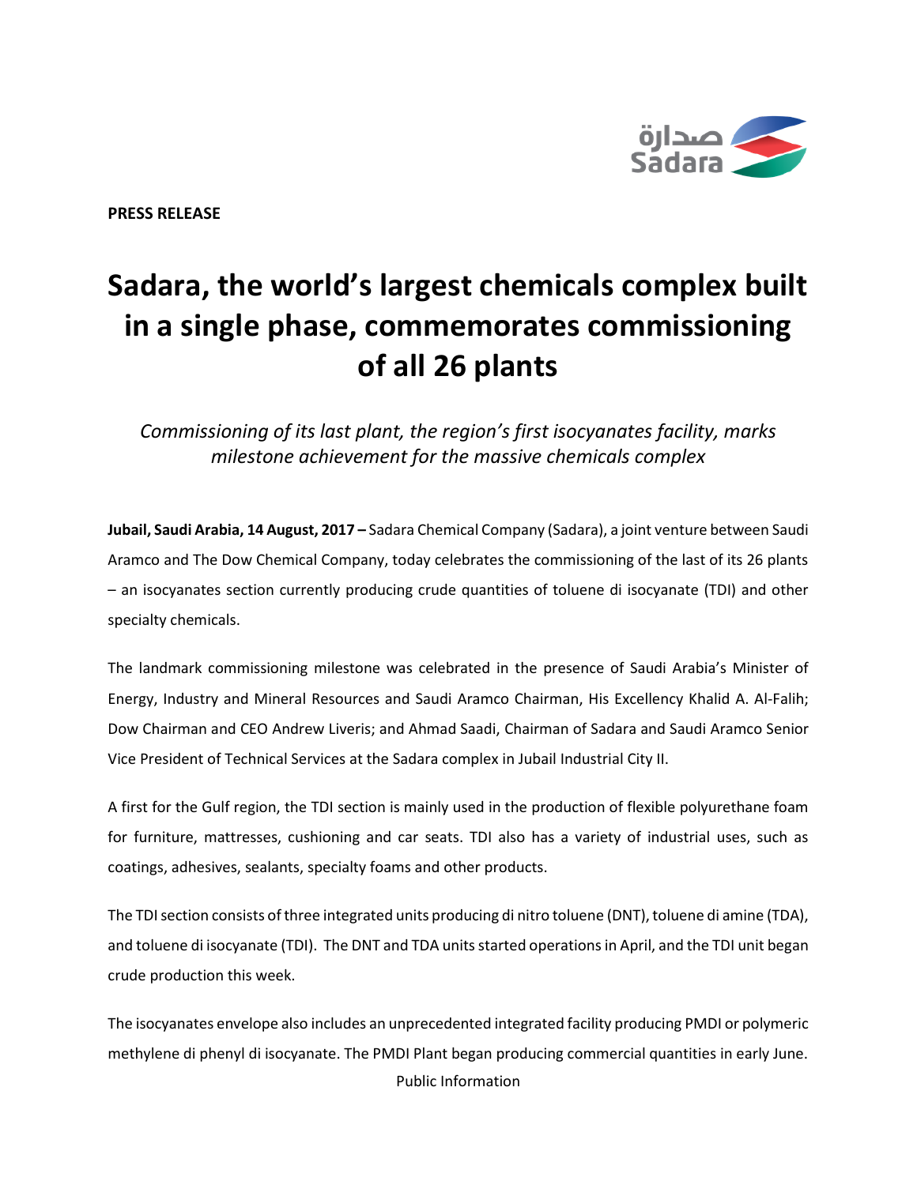**PRESS RELEASE**

# Sadara, the world's largest chemicals complex built in a single phase, commemorates commissioning of all 26 plants

*Commissioning of its last plant, the region's first isocyanates facility, marks milestone achievement for the massive chemicals complex*

**Jubail, Saudi Arabia, 14 August, 2017 –** Sadara Chemical Company (Sadara), a joint venture between Saudi Aramco and The Dow Chemical Company, today celebrates the commissioning of the last of its 26 plants – an isocyanates section currently producing crude quantities of toluene di isocyanate (TDI) and other specialty chemicals.

The landmark commissioning milestone was celebrated in the presence of Saudi Arabia's Minister of Energy, Industry and Mineral Resources and Saudi Aramco Chairman, His Excellency Khalid A. Al-Falih; Dow Chairman and CEO Andrew Liveris; and Ahmad Saadi, Chairman of Sadara and Saudi Aramco Senior Vice President of Technical Services at the Sadara complex in Jubail Industrial City II.

A first for the Gulf region, the TDI section is mainly used in the production of flexible polyurethane foam for furniture, mattresses, cushioning and car seats. TDI also has a variety of industrial uses, such as coatings, adhesives, sealants, specialty foams and other products.

The TDI section consists of three integrated units producing di nitro toluene (DNT), toluene di amine (TDA), and toluene di isocyanate (TDI). The DNT and TDA units started operations in April, and the TDI unit began crude production this week.

The isocyanates envelope also includes an unprecedented integrated facility producing PMDI or polymeric methylene di phenyl di isocyanate. The PMDI Plant began producing commercial quantities in early June.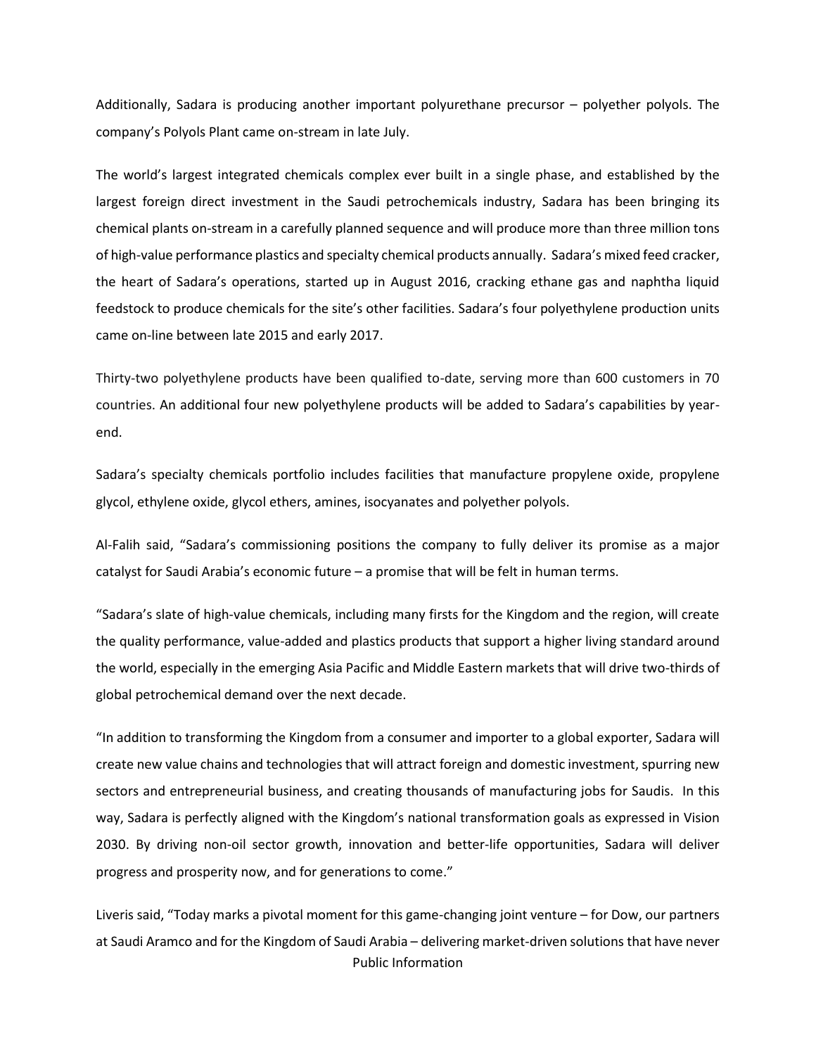Additionally, Sadara is producing another important polyurethane precursor – polyether polyols. The company's Polyols Plant came on-stream in late July.

The world's largest integrated chemicals complex ever built in a single phase, and established by the largest foreign direct investment in the Saudi petrochemicals industry, Sadara has been bringing its chemical plants on-stream in a carefully planned sequence and will produce more than three million tons of high-value performance plastics and specialty chemical products annually. Sadara's mixed feed cracker, the heart of Sadara's operations, started up in August 2016, cracking ethane gas and naphtha liquid feedstock to produce chemicals for the site's other facilities. Sadara's four polyethylene production units came on-line between late 2015 and early 2017.

Thirty-two polyethylene products have been qualified to-date, serving more than 600 customers in 70 countries. An additional four new polyethylene products will be added to Sadara's capabilities by year-end.

Sadara's specialty chemicals portfolio includes facilities that manufacture propylene oxide, propylene glycol, ethylene oxide, glycol ethers, amines, isocyanates and polyether polyols.

Al-Falih said, "Sadara's commissioning positions the company to fully deliver its promise as a major catalyst for Saudi Arabia's economic future – a promise that will be felt in human terms.

"Sadara's slate of high-value chemicals, including many firsts for the Kingdom and the region, will create the quality performance, value-added and plastics products that support a higher living standard around the world, especially in the emerging Asia Pacific and Middle Eastern markets that will drive two-thirds of global petrochemical demand over the next decade.

"In addition to transforming the Kingdom from a consumer and importer to a global exporter, Sadara will create new value chains and technologies that will attract foreign and domestic investment, spurring new sectors and entrepreneurial business, and creating thousands of manufacturing jobs for Saudis. In this way, Sadara is perfectly aligned with the Kingdom's national transformation goals as expressed in Vision 2030. By driving non-oil sector growth, innovation and better-life opportunities, Sadara will deliver progress and prosperity now, and for generations to come."

Liveris said, "Today marks a pivotal moment for this game-changing joint venture – for Dow, our partners at Saudi Aramco and for the Kingdom of Saudi Arabia – delivering market-driven solutions that have never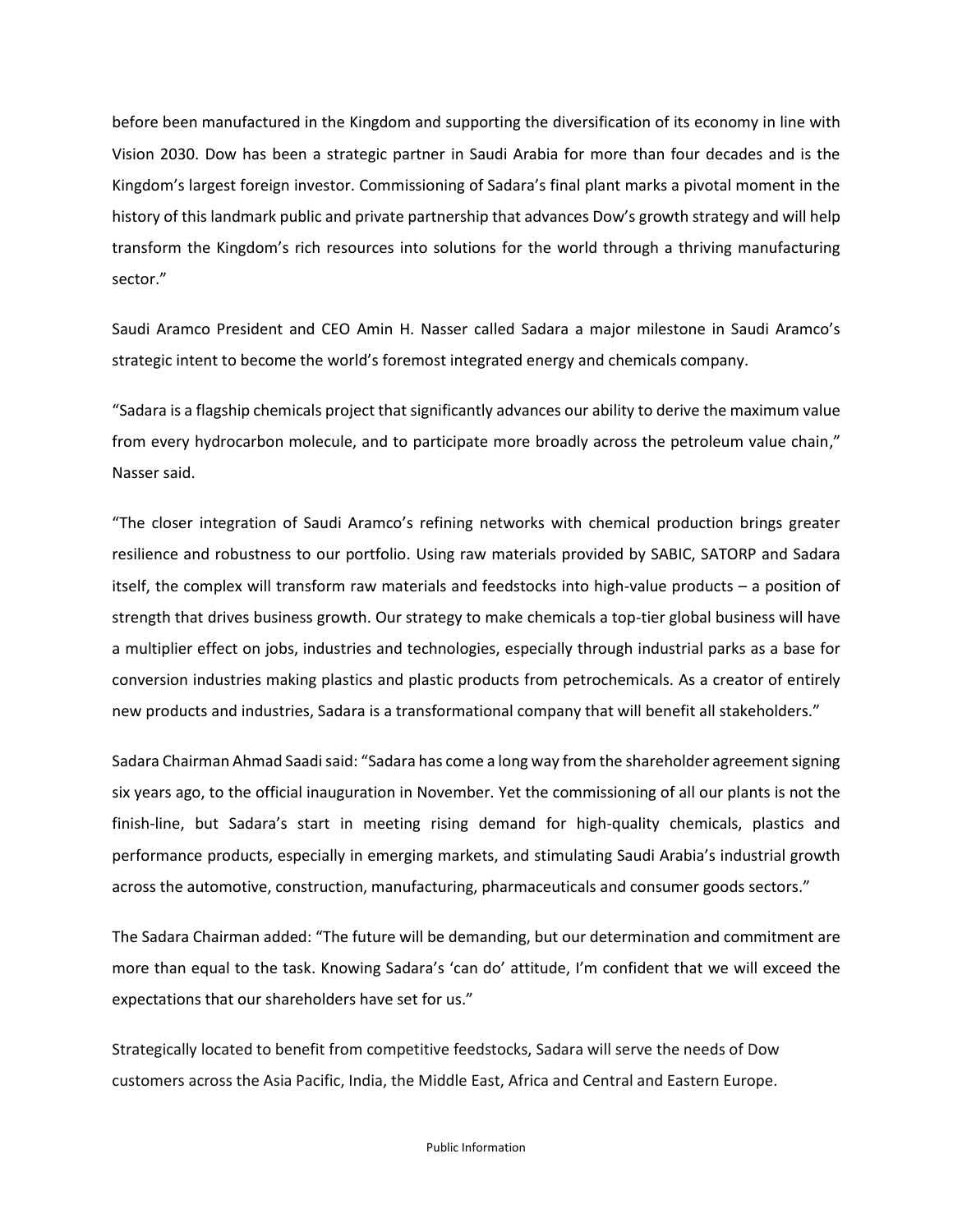before been manufactured in the Kingdom and supporting the diversification of its economy in line with Vision 2030. Dow has been a strategic partner in Saudi Arabia for more than four decades and is the Kingdom's largest foreign investor. Commissioning of Sadara's final plant marks a pivotal moment in the history of this landmark public and private partnership that advances Dow's growth strategy and will help transform the Kingdom's rich resources into solutions for the world through a thriving manufacturing sector."

Saudi Aramco President and CEO Amin H. Nasser called Sadara a major milestone in Saudi Aramco's strategic intent to become the world's foremost integrated energy and chemicals company.

"Sadara is a flagship chemicals project that significantly advances our ability to derive the maximum value from every hydrocarbon molecule, and to participate more broadly across the petroleum value chain," Nasser said.

"The closer integration of Saudi Aramco's refining networks with chemical production brings greater resilience and robustness to our portfolio. Using raw materials provided by SABIC, SATORP and Sadara itself, the complex will transform raw materials and feedstocks into high-value products – a position of strength that drives business growth. Our strategy to make chemicals a top-tier global business will have a multiplier effect on jobs, industries and technologies, especially through industrial parks as a base for conversion industries making plastics and plastic products from petrochemicals. As a creator of entirely new products and industries, Sadara is a transformational company that will benefit all stakeholders."

Sadara Chairman Ahmad Saadi said: "Sadara has come a long way from the shareholder agreement signing six years ago, to the official inauguration in November. Yet the commissioning of all our plants is not the finish-line, but Sadara's start in meeting rising demand for high-quality chemicals, plastics and performance products, especially in emerging markets, and stimulating Saudi Arabia's industrial growth across the automotive, construction, manufacturing, pharmaceuticals and consumer goods sectors."

The Sadara Chairman added: "The future will be demanding, but our determination and commitment are more than equal to the task. Knowing Sadara's 'can do' attitude, I'm confident that we will exceed the expectations that our shareholders have set for us."

Strategically located to benefit from competitive feedstocks, Sadara will serve the needs of Dow customers across the Asia Pacific, India, the Middle East, Africa and Central and Eastern Europe.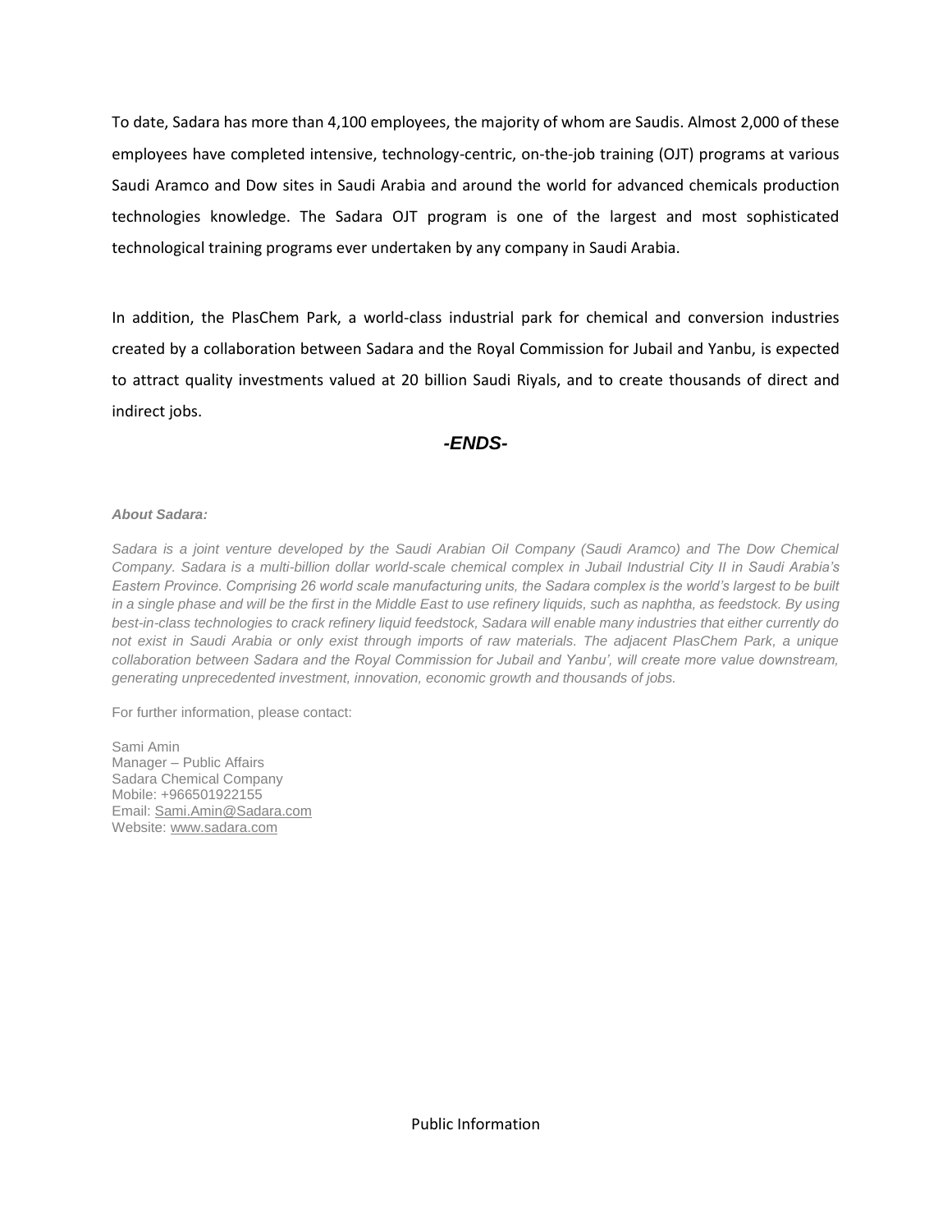To date, Sadara has more than 4,100 employees, the majority of whom are Saudis. Almost 2,000 of these employees have completed intensive, technology-centric, on-the-job training (OJT) programs at various Saudi Aramco and Dow sites in Saudi Arabia and around the world for advanced chemicals production technologies knowledge. The Sadara OJT program is one of the largest and most sophisticated technological training programs ever undertaken by any company in Saudi Arabia.

In addition, the PlasChem Park, a world-class industrial park for chemical and conversion industries created by a collaboration between Sadara and the Royal Commission for Jubail and Yanbu, is expected to attract quality investments valued at 20 billion Saudi Riyals, and to create thousands of direct and indirect jobs.

***-ENDS-***

***About Sadara:***

*Sadara is a joint venture developed by the Saudi Arabian Oil Company (Saudi Aramco) and The Dow Chemical Company. Sadara is a multi-billion dollar world-scale chemical complex in Jubail Industrial City II in Saudi Arabia's Eastern Province. Comprising 26 world scale manufacturing units, the Sadara complex is the world's largest to be built in a single phase and will be the first in the Middle East to use refinery liquids, such as naphtha, as feedstock. By using best-in-class technologies to crack refinery liquid feedstock, Sadara will enable many industries that either currently do not exist in Saudi Arabia or only exist through imports of raw materials. The adjacent PlasChem Park, a unique collaboration between Sadara and the Royal Commission for Jubail and Yanbu', will create more value downstream, generating unprecedented investment, innovation, economic growth and thousands of jobs.*

For further information, please contact:

Sami Amin
Manager – Public Affairs
Sadara Chemical Company
Mobile: +966501922155
Email: Sami.Amin@Sadara.com
Website: www.sadara.com

Public Information